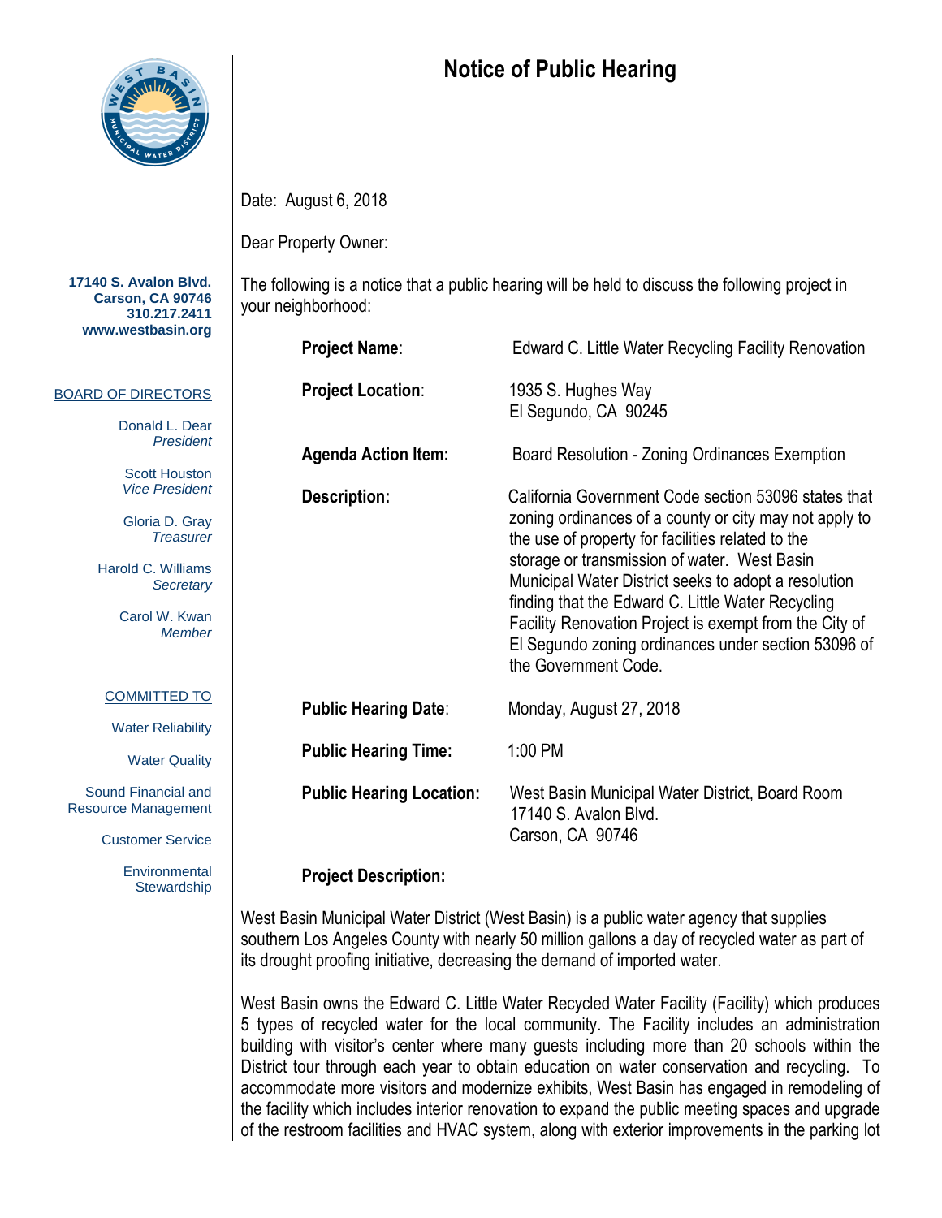# Notice of Public Hearing

**17140 S. Avalon Blvd.**
**Carson, CA 90746**
**310.217.2411**
**www.westbasin.org**

BOARD OF DIRECTORS

Donald L. Dear
*President*

Scott Houston
*Vice President*

Gloria D. Gray
*Treasurer*

Harold C. Williams
*Secretary*

Carol W. Kwan
*Member*

COMMITTED TO

Water Reliability

Water Quality

Sound Financial and Resource Management

Customer Service

Environmental Stewardship

---

Date: August 6, 2018

Dear Property Owner:

The following is a notice that a public hearing will be held to discuss the following project in your neighborhood:

**Project Name**: Edward C. Little Water Recycling Facility Renovation

**Project Location**: 1935 S. Hughes Way
El Segundo, CA 90245

**Agenda Action Item:** Board Resolution - Zoning Ordinances Exemption

**Description:** California Government Code section 53096 states that zoning ordinances of a county or city may not apply to the use of property for facilities related to the storage or transmission of water. West Basin Municipal Water District seeks to adopt a resolution finding that the Edward C. Little Water Recycling Facility Renovation Project is exempt from the City of El Segundo zoning ordinances under section 53096 of the Government Code.

**Public Hearing Date**: Monday, August 27, 2018

**Public Hearing Time:** 1:00 PM

**Public Hearing Location:** West Basin Municipal Water District, Board Room
17140 S. Avalon Blvd.
Carson, CA 90746

**Project Description:**

West Basin Municipal Water District (West Basin) is a public water agency that supplies southern Los Angeles County with nearly 50 million gallons a day of recycled water as part of its drought proofing initiative, decreasing the demand of imported water.

West Basin owns the Edward C. Little Water Recycled Water Facility (Facility) which produces 5 types of recycled water for the local community. The Facility includes an administration building with visitor's center where many guests including more than 20 schools within the District tour through each year to obtain education on water conservation and recycling. To accommodate more visitors and modernize exhibits, West Basin has engaged in remodeling of the facility which includes interior renovation to expand the public meeting spaces and upgrade of the restroom facilities and HVAC system, along with exterior improvements in the parking lot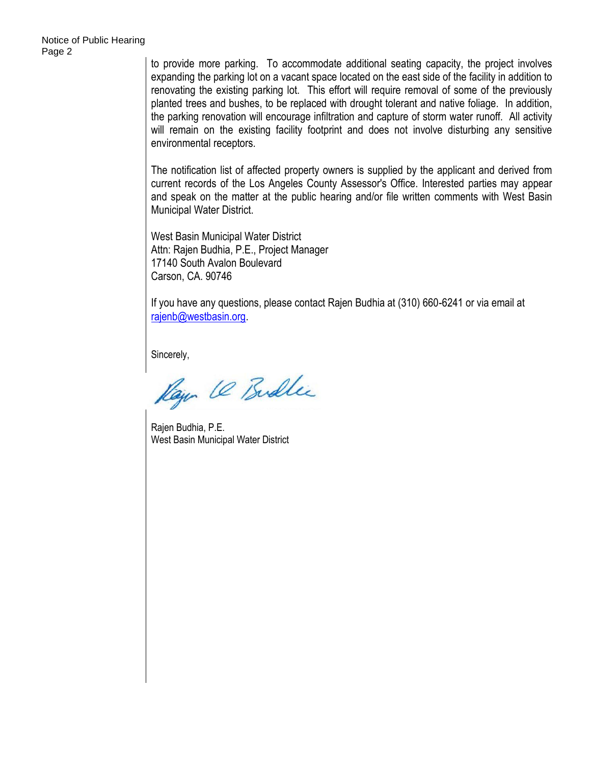to provide more parking. To accommodate additional seating capacity, the project involves expanding the parking lot on a vacant space located on the east side of the facility in addition to renovating the existing parking lot. This effort will require removal of some of the previously planted trees and bushes, to be replaced with drought tolerant and native foliage. In addition, the parking renovation will encourage infiltration and capture of storm water runoff. All activity will remain on the existing facility footprint and does not involve disturbing any sensitive environmental receptors.

The notification list of affected property owners is supplied by the applicant and derived from current records of the Los Angeles County Assessor's Office. Interested parties may appear and speak on the matter at the public hearing and/or file written comments with West Basin Municipal Water District.

West Basin Municipal Water District
Attn: Rajen Budhia, P.E., Project Manager
17140 South Avalon Boulevard
Carson, CA. 90746

If you have any questions, please contact Rajen Budhia at (310) 660-6241 or via email at rajenb@westbasin.org.

Sincerely,

Rajen Budhia, P.E.
West Basin Municipal Water District